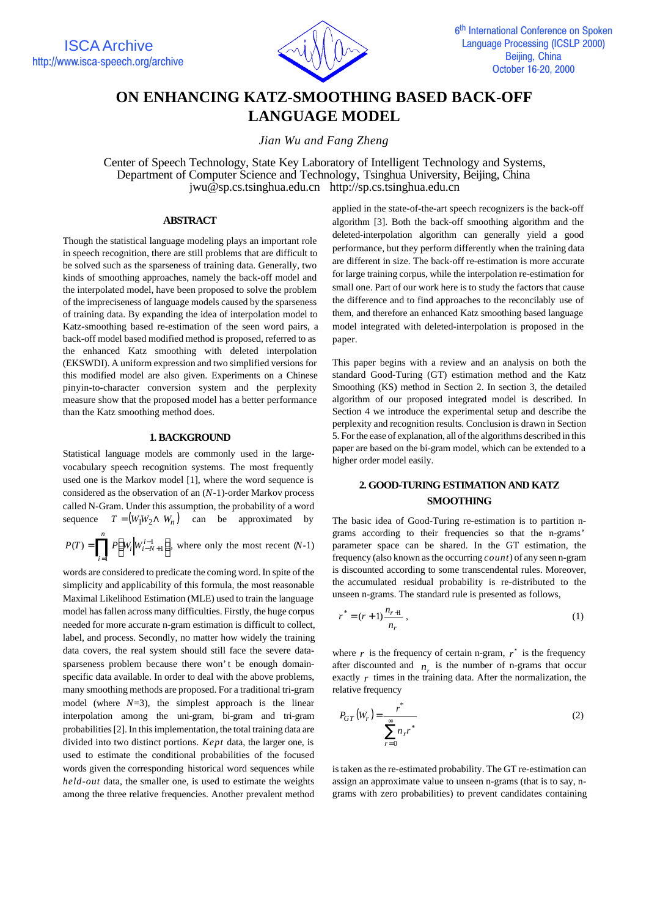# ON ENHANCING KATZ-SMOOTHING BASED BACK-OFF LANGUAGE MODEL

*Jian Wu and Fang Zheng*

Center of Speech Technology, State Key Laboratory of Intelligent Technology and Systems,
Department of Computer Science and Technology, Tsinghua University, Beijing, China
jwu@sp.cs.tsinghua.edu.cn http://sp.cs.tsinghua.edu.cn

## ABSTRACT

Though the statistical language modeling plays an important role in speech recognition, there are still problems that are difficult to be solved such as the sparseness of training data. Generally, two kinds of smoothing approaches, namely the back-off model and the interpolated model, have been proposed to solve the problem of the impreciseness of language models caused by the sparseness of training data. By expanding the idea of interpolation model to Katz-smoothing based re-estimation of the seen word pairs, a back-off model based modified method is proposed, referred to as the enhanced Katz smoothing with deleted interpolation (EKSWDI). A uniform expression and two simplified versions for this modified model are also given. Experiments on a Chinese pinyin-to-character conversion system and the perplexity measure show that the proposed model has a better performance than the Katz smoothing method does.

## 1. BACKGROUND

Statistical language models are commonly used in the large-vocabulary speech recognition systems. The most frequently used one is the Markov model [1], where the word sequence is considered as the observation of an ($N$-1)-order Markov process called N-Gram. Under this assumption, the probability of a word sequence $T = (W_1 W_2 \Lambda\ W_n)$ can be approximated by $P(T) = \prod_{i=1}^{n} P\left(W_i \middle| W_{i-N+1}^{i-1}\right)$, where only the most recent ($N$-1) words are considered to predicate the coming word. In spite of the simplicity and applicability of this formula, the most reasonable Maximal Likelihood Estimation (MLE) used to train the language model has fallen across many difficulties. Firstly, the huge corpus needed for more accurate n-gram estimation is difficult to collect, label, and process. Secondly, no matter how widely the training data covers, the real system should still face the severe data-sparseness problem because there won't be enough domain-specific data available. In order to deal with the above problems, many smoothing methods are proposed. For a traditional tri-gram model (where $N$=3), the simplest approach is the linear interpolation among the uni-gram, bi-gram and tri-gram probabilities [2]. In this implementation, the total training data are divided into two distinct portions. *Kept* data, the larger one, is used to estimate the conditional probabilities of the focused words given the corresponding historical word sequences while *held-out* data, the smaller one, is used to estimate the weights among the three relative frequencies. Another prevalent method applied in the state-of-the-art speech recognizers is the back-off algorithm [3]. Both the back-off smoothing algorithm and the deleted-interpolation algorithm can generally yield a good performance, but they perform differently when the training data are different in size. The back-off re-estimation is more accurate for large training corpus, while the interpolation re-estimation for small one. Part of our work here is to study the factors that cause the difference and to find approaches to the reconcilably use of them, and therefore an enhanced Katz smoothing based language model integrated with deleted-interpolation is proposed in the paper.

This paper begins with a review and an analysis on both the standard Good-Turing (GT) estimation method and the Katz Smoothing (KS) method in Section 2. In section 3, the detailed algorithm of our proposed integrated model is described. In Section 4 we introduce the experimental setup and describe the perplexity and recognition results. Conclusion is drawn in Section 5. For the ease of explanation, all of the algorithms described in this paper are based on the bi-gram model, which can be extended to a higher order model easily.

## 2. GOOD-TURING ESTIMATION AND KATZ SMOOTHING

The basic idea of Good-Turing re-estimation is to partition n-grams according to their frequencies so that the n-grams' parameter space can be shared. In the GT estimation, the frequency (also known as the occurring *count*) of any seen n-gram is discounted according to some transcendental rules. Moreover, the accumulated residual probability is re-distributed to the unseen n-grams. The standard rule is presented as follows,

$$r^* = (r+1)\frac{n_{r+1}}{n_r}, \tag{1}$$

where $r$ is the frequency of certain n-gram, $r^*$ is the frequency after discounted and $n_r$ is the number of n-grams that occur exactly $r$ times in the training data. After the normalization, the relative frequency

$$P_{GT}(W_r) = \frac{r^*}{\sum_{r=0}^{\infty} n_r r^*} \tag{2}$$

is taken as the re-estimated probability. The GT re-estimation can assign an approximate value to unseen n-grams (that is to say, n-grams with zero probabilities) to prevent candidates containing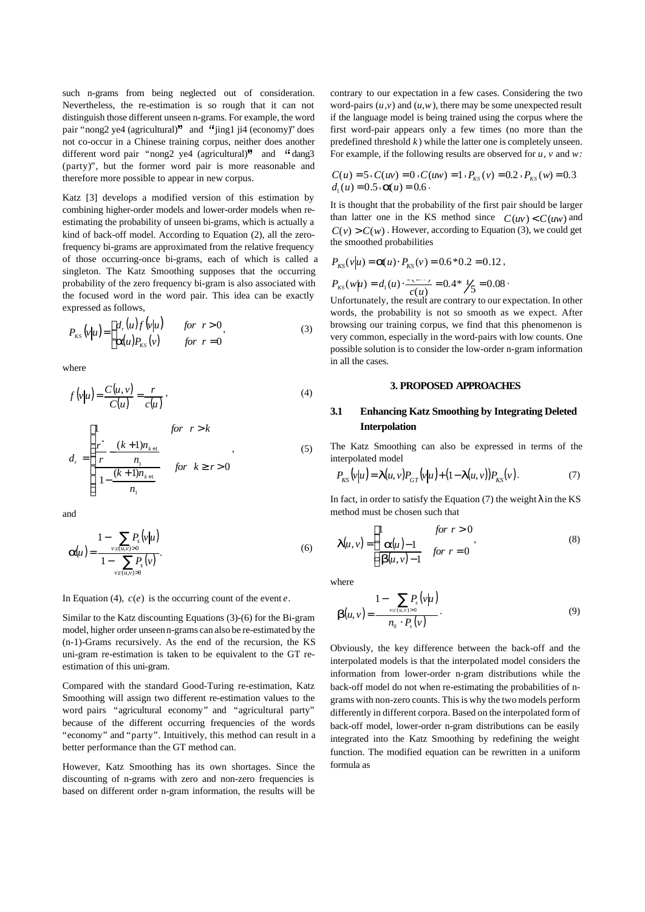such n-grams from being neglected out of consideration. Nevertheless, the re-estimation is so rough that it can not distinguish those different unseen n-grams. For example, the word pair "nong2 ye4 (agricultural)" and "jing1 ji4 (economy)" does not co-occur in a Chinese training corpus, neither does another different word pair "nong2 ye4 (agricultural)" and "dang3 (party)", but the former word pair is more reasonable and therefore more possible to appear in new corpus.

Katz [3] develops a modified version of this estimation by combining higher-order models and lower-order models when re-estimating the probability of unseen bi-grams, which is actually a kind of back-off model. According to Equation (2), all the zero-frequency bi-grams are approximated from the relative frequency of those occurring-once bi-grams, each of which is called a singleton. The Katz Smoothing supposes that the occurring probability of the zero frequency bi-gram is also associated with the focused word in the word pair. This idea can be exactly expressed as follows,

$$P_{KS}(v|u) = \begin{cases} d_r(u) f(v|u) & \text{for } r > 0 \\ \alpha(u) P_{KS}(v) & \text{for } r = 0 \end{cases}, \tag{3}$$

where

$$f(v|u) = \frac{C(u,v)}{C(u)} = \frac{r}{c(u)}, \tag{4}$$

$$d_r = \begin{cases} 1 & \text{for } r > k \\ \dfrac{\dfrac{r^*}{r} - \dfrac{(k+1)n_{k+1}}{n_1}}{1 - \dfrac{(k+1)n_{k+1}}{n_1}} & \text{for } k \geq r > 0 \end{cases}, \tag{5}$$

and

$$\alpha(u) = \frac{1 - \sum_{v:c(u,v)>0} P_s(v|u)}{1 - \sum_{v:c(u,v)>0} P_s(v)}. \tag{6}$$

In Equation (4), $c(e)$ is the occurring count of the event $e$.

Similar to the Katz discounting Equations (3)-(6) for the Bi-gram model, higher order unseen n-grams can also be re-estimated by the (n-1)-Grams recursively. As the end of the recursion, the KS uni-gram re-estimation is taken to be equivalent to the GT re-estimation of this uni-gram.

Compared with the standard Good-Turing re-estimation, Katz Smoothing will assign two different re-estimation values to the word pairs "agricultural economy" and "agricultural party" because of the different occurring frequencies of the words "economy" and "party". Intuitively, this method can result in a better performance than the GT method can.

However, Katz Smoothing has its own shortages. Since the discounting of n-grams with zero and non-zero frequencies is based on different order n-gram information, the results will be contrary to our expectation in a few cases. Considering the two word-pairs $(u,v)$ and $(u,w)$, there may be some unexpected result if the language model is being trained using the corpus where the first word-pair appears only a few times (no more than the predefined threshold $k$) while the latter one is completely unseen. For example, if the following results are observed for $u$, $v$ and $w$:

$C(u) = 5$, $C(uv) = 0$, $C(uw) = 1$, $P_{KS}(v) = 0.2$, $P_{KS}(w) = 0.3$
$d_1(u) = 0.5$, $\alpha(u) = 0.6$.

It is thought that the probability of the first pair should be larger than latter one in the KS method since $C(uv) < C(uw)$ and $C(v) > C(w)$. However, according to Equation (3), we could get the smoothed probabilities

$P_{KS}(v|u) = \alpha(u) \cdot P_{KS}(v) = 0.6 * 0.2 = 0.12$,

$P_{KS}(w|u) = d_1(u) \cdot \frac{c(uw)}{c(u)} = 0.4 * 1/5 = 0.08$.

Unfortunately, the result are contrary to our expectation. In other words, the probability is not so smooth as we expect. After browsing our training corpus, we find that this phenomenon is very common, especially in the word-pairs with low counts. One possible solution is to consider the low-order n-gram information in all the cases.

## 3. PROPOSED APPROACHES

### 3.1 Enhancing Katz Smoothing by Integrating Deleted Interpolation

The Katz Smoothing can also be expressed in terms of the interpolated model

$$P_{KS}(v|u) = \lambda(u,v) P_{GT}(v|u) + (1 - \lambda(u,v)) P_{KS}(v). \tag{7}$$

In fact, in order to satisfy the Equation (7) the weight $\lambda$ in the KS method must be chosen such that

$$\lambda(u,v) = \begin{cases} 1 & \text{for } r > 0 \\ \dfrac{\alpha(u) - 1}{\beta(u,v) - 1} & \text{for } r = 0 \end{cases}, \tag{8}$$

where

$$\beta(u,v) = \frac{1 - \sum_{v:c(u,v)>0} P_s(v|u)}{n_0 \cdot P_s(v)}. \tag{9}$$

Obviously, the key difference between the back-off and the interpolated models is that the interpolated model considers the information from lower-order n-gram distributions while the back-off model do not when re-estimating the probabilities of n-grams with non-zero counts. This is why the two models perform differently in different corpora. Based on the interpolated form of back-off model, lower-order n-gram distributions can be easily integrated into the Katz Smoothing by redefining the weight function. The modified equation can be rewritten in a uniform formula as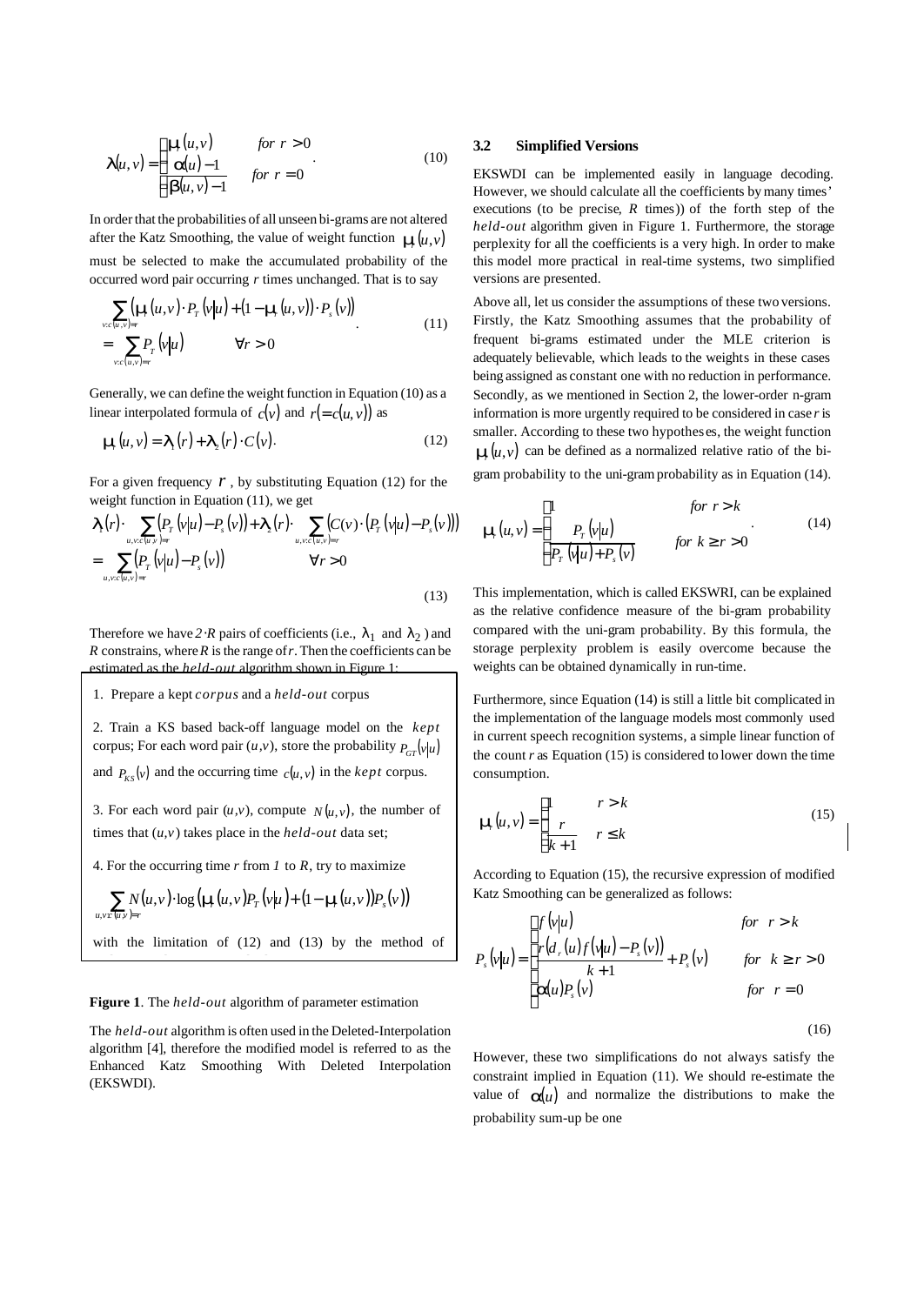$$\lambda(u,v) = \begin{cases} \mu_r(u,v) & for\ r > 0 \\ \dfrac{\alpha(u)-1}{\beta(u,v)-1} & for\ r = 0 \end{cases}. \tag{10}$$

In order that the probabilities of all unseen bi-grams are not altered after the Katz Smoothing, the value of weight function $\mu_r(u,v)$ must be selected to make the accumulated probability of the occurred word pair occurring $r$ times unchanged. That is to say

$$\begin{aligned} &\sum_{v:c(u,v)=r} \left( \mu_r(u,v) \cdot P_T(v|u) + (1-\mu_r(u,v)) \cdot P_S(v) \right) \\ &= \sum_{v:c(u,v)=r} P_T(v|u) \qquad \forall r > 0 \end{aligned}. \tag{11}$$

Generally, we can define the weight function in Equation (10) as a linear interpolated formula of $c(v)$ and $r(=c(u,v))$ as

$$\mu_r(u,v) = \lambda_1(r) + \lambda_2(r) \cdot C(v). \tag{12}$$

For a given frequency $r$, by substituting Equation (12) for the weight function in Equation (11), we get

$$\begin{aligned} &\lambda_1(r) \cdot \sum_{u,v:c(u,v)=r} \left( P_T(v|u) - P_S(v) \right) + \lambda_2(r) \cdot \sum_{u,v:c(u,v)=r} \left( C(v) \cdot \left( P_T(v|u) - P_S(v) \right) \right) \\ &= \sum_{u,v:c(u,v)=r} \left( P_T(v|u) - P_S(v) \right) \qquad \forall r > 0 \end{aligned} \tag{13}$$

Therefore we have $2 \cdot R$ pairs of coefficients (i.e., $\lambda_1$ and $\lambda_2$) and $R$ constrains, where $R$ is the range of $r$. Then the coefficients can be estimated as the *held-out* algorithm shown in Figure 1:

1. Prepare a kept *corpus* and a *held-out* corpus

2. Train a KS based back-off language model on the *kept* corpus; For each word pair $(u,v)$, store the probability $P_{GT}(v|u)$ and $P_{KS}(v)$ and the occurring time $c(u,v)$ in the *kept* corpus.

3. For each word pair $(u,v)$, compute $N(u,v)$, the number of times that $(u,v)$ takes place in the *held-out* data set;

4. For the occurring time $r$ from $1$ to $R$, try to maximize

$$\sum_{u,v:c(u,v)=r} N(u,v) \cdot \log \left( \mu_r(u,v) P_T(v|u) + (1-\mu_r(u,v)) P_S(v) \right)$$

with the limitation of (12) and (13) by the method of

**Figure 1**. The *held-out* algorithm of parameter estimation

The *held-out* algorithm is often used in the Deleted-Interpolation algorithm [4], therefore the modified model is referred to as the Enhanced Katz Smoothing With Deleted Interpolation (EKSWDI).

### 3.2 Simplified Versions

EKSWDI can be implemented easily in language decoding. However, we should calculate all the coefficients by many times' executions (to be precise, $R$ times)) of the forth step of the *held-out* algorithm given in Figure 1. Furthermore, the storage perplexity for all the coefficients is a very high. In order to make this model more practical in real-time systems, two simplified versions are presented.

Above all, let us consider the assumptions of these two versions. Firstly, the Katz Smoothing assumes that the probability of frequent bi-grams estimated under the MLE criterion is adequately believable, which leads to the weights in these cases being assigned as constant one with no reduction in performance. Secondly, as we mentioned in Section 2, the lower-order n-gram information is more urgently required to be considered in case $r$ is smaller. According to these two hypotheses, the weight function $\mu_r(u,v)$ can be defined as a normalized relative ratio of the bi-gram probability to the uni-gram probability as in Equation (14).

$$\mu_r(u,v) = \begin{cases} 1 & for\ r > k \\ \dfrac{P_T(v|u)}{P_T(v|u) + P_S(v)} & for\ k \geq r > 0 \end{cases}. \tag{14}$$

This implementation, which is called EKSWRI, can be explained as the relative confidence measure of the bi-gram probability compared with the uni-gram probability. By this formula, the storage perplexity problem is easily overcome because the weights can be obtained dynamically in run-time.

Furthermore, since Equation (14) is still a little bit complicated in the implementation of the language models most commonly used in current speech recognition systems, a simple linear function of the count $r$ as Equation (15) is considered to lower down the time consumption.

$$\mu_r(u,v) = \begin{cases} 1 & r > k \\ \dfrac{r}{k+1} & r \leq k \end{cases} \tag{15}$$

According to Equation (15), the recursive expression of modified Katz Smoothing can be generalized as follows:

$$P_S(v|u) = \begin{cases} f(v|u) & for\ \ r > k \\ \dfrac{r\left(d_r(u) f(v|u) - P_S(v)\right)}{k+1} + P_S(v) & for\ \ k \geq r > 0 \\ \alpha(u) P_S(v) & for\ \ r = 0 \end{cases} \tag{16}$$

However, these two simplifications do not always satisfy the constraint implied in Equation (11). We should re-estimate the value of $\alpha(u)$ and normalize the distributions to make the probability sum-up be one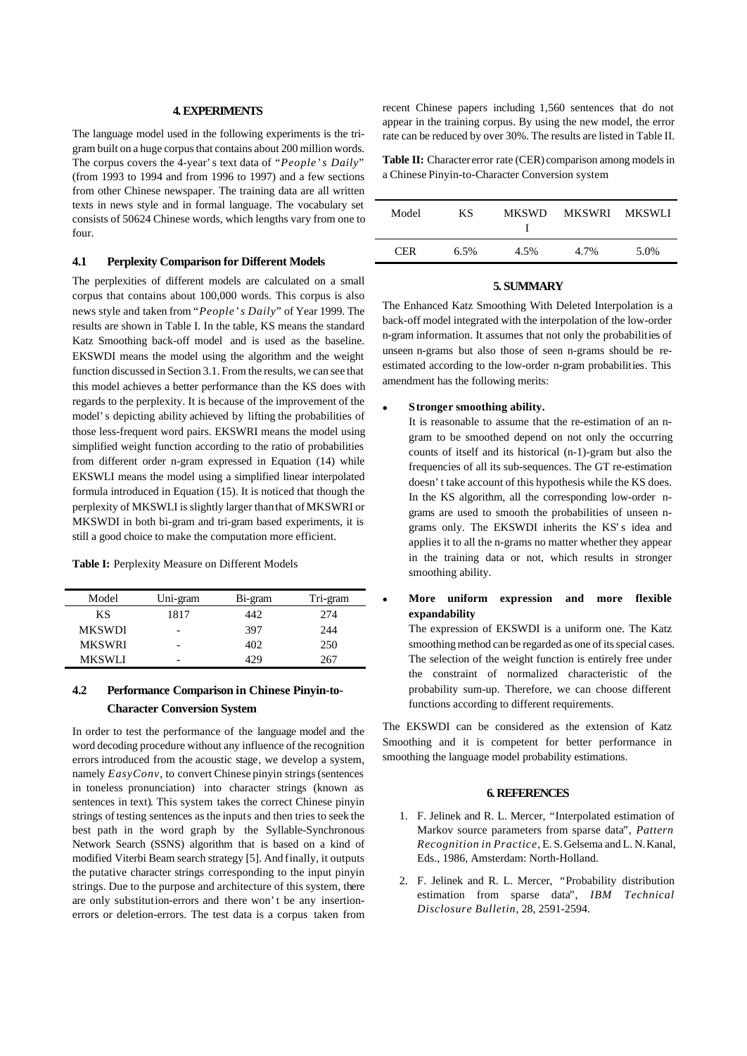## 4. EXPERIMENTS

The language model used in the following experiments is the tri-gram built on a huge corpus that contains about 200 million words. The corpus covers the 4-year's text data of "*People's Daily*" (from 1993 to 1994 and from 1996 to 1997) and a few sections from other Chinese newspaper. The training data are all written texts in news style and in formal language. The vocabulary set consists of 50624 Chinese words, which lengths vary from one to four.

### 4.1 Perplexity Comparison for Different Models

The perplexities of different models are calculated on a small corpus that contains about 100,000 words. This corpus is also news style and taken from "*People's Daily*" of Year 1999. The results are shown in Table I. In the table, KS means the standard Katz Smoothing back-off model and is used as the baseline. EKSWDI means the model using the algorithm and the weight function discussed in Section 3.1. From the results, we can see that this model achieves a better performance than the KS does with regards to the perplexity. It is because of the improvement of the model's depicting ability achieved by lifting the probabilities of those less-frequent word pairs. EKSWRI means the model using simplified weight function according to the ratio of probabilities from different order n-gram expressed in Equation (14) while EKSWLI means the model using a simplified linear interpolated formula introduced in Equation (15). It is noticed that though the perplexity of MKSWLI is slightly larger than that of MKSWRI or MKSWDI in both bi-gram and tri-gram based experiments, it is still a good choice to make the computation more efficient.

**Table I:** Perplexity Measure on Different Models

| Model | Uni-gram | Bi-gram | Tri-gram |
|---|---|---|---|
| KS | 1817 | 442 | 274 |
| MKSWDI | - | 397 | 244 |
| MKSWRI | - | 402 | 250 |
| MKSWLI | - | 429 | 267 |

### 4.2 Performance Comparison in Chinese Pinyin-to-Character Conversion System

In order to test the performance of the language model and the word decoding procedure without any influence of the recognition errors introduced from the acoustic stage, we develop a system, namely *EasyConv*, to convert Chinese pinyin strings (sentences in toneless pronunciation) into character strings (known as sentences in text). This system takes the correct Chinese pinyin strings of testing sentences as the inputs and then tries to seek the best path in the word graph by the Syllable-Synchronous Network Search (SSNS) algorithm that is based on a kind of modified Viterbi Beam search strategy [5]. And finally, it outputs the putative character strings corresponding to the input pinyin strings. Due to the purpose and architecture of this system, there are only substitution-errors and there won't be any insertion-errors or deletion-errors. The test data is a corpus taken from recent Chinese papers including 1,560 sentences that do not appear in the training corpus. By using the new model, the error rate can be reduced by over 30%. The results are listed in Table II.

**Table II:** Character error rate (CER) comparison among models in a Chinese Pinyin-to-Character Conversion system

| Model | KS | MKSWDI | MKSWRI | MKSWLI |
|---|---|---|---|---|
| CER | 6.5% | 4.5% | 4.7% | 5.0% |

## 5. SUMMARY

The Enhanced Katz Smoothing With Deleted Interpolation is a back-off model integrated with the interpolation of the low-order n-gram information. It assumes that not only the probabilities of unseen n-grams but also those of seen n-grams should be re-estimated according to the low-order n-gram probabilities. This amendment has the following merits:

- **Stronger smoothing ability.**
  It is reasonable to assume that the re-estimation of an n-gram to be smoothed depend on not only the occurring counts of itself and its historical (n-1)-gram but also the frequencies of all its sub-sequences. The GT re-estimation doesn't take account of this hypothesis while the KS does. In the KS algorithm, all the corresponding low-order n-grams are used to smooth the probabilities of unseen n-grams only. The EKSWDI inherits the KS's idea and applies it to all the n-grams no matter whether they appear in the training data or not, which results in stronger smoothing ability.

- **More uniform expression and more flexible expandability**
  The expression of EKSWDI is a uniform one. The Katz smoothing method can be regarded as one of its special cases. The selection of the weight function is entirely free under the constraint of normalized characteristic of the probability sum-up. Therefore, we can choose different functions according to different requirements.

The EKSWDI can be considered as the extension of Katz Smoothing and it is competent for better performance in smoothing the language model probability estimations.

## 6. REFERENCES

1. F. Jelinek and R. L. Mercer, "Interpolated estimation of Markov source parameters from sparse data", *Pattern Recognition in Practice*, E. S. Gelsema and L. N. Kanal, Eds., 1986, Amsterdam: North-Holland.

2. F. Jelinek and R. L. Mercer, "Probability distribution estimation from sparse data", *IBM Technical Disclosure Bulletin*, 28, 2591-2594.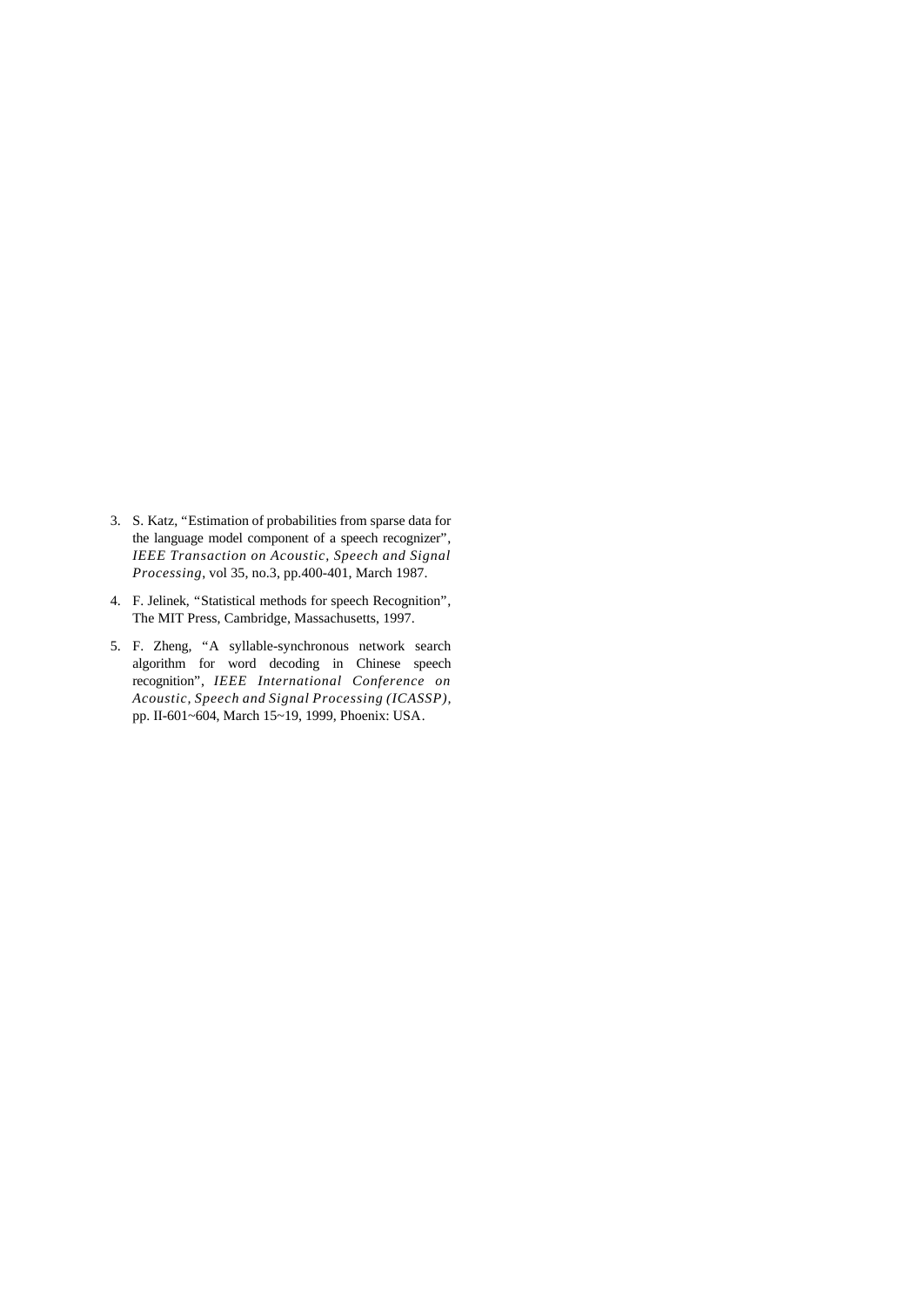3. S. Katz, "Estimation of probabilities from sparse data for the language model component of a speech recognizer", *IEEE Transaction on Acoustic, Speech and Signal Processing*, vol 35, no.3, pp.400-401, March 1987.

4. F. Jelinek, "Statistical methods for speech Recognition", The MIT Press, Cambridge, Massachusetts, 1997.

5. F. Zheng, "A syllable-synchronous network search algorithm for word decoding in Chinese speech recognition", *IEEE International Conference on Acoustic, Speech and Signal Processing (ICASSP)*, pp. II-601~604, March 15~19, 1999, Phoenix: USA.